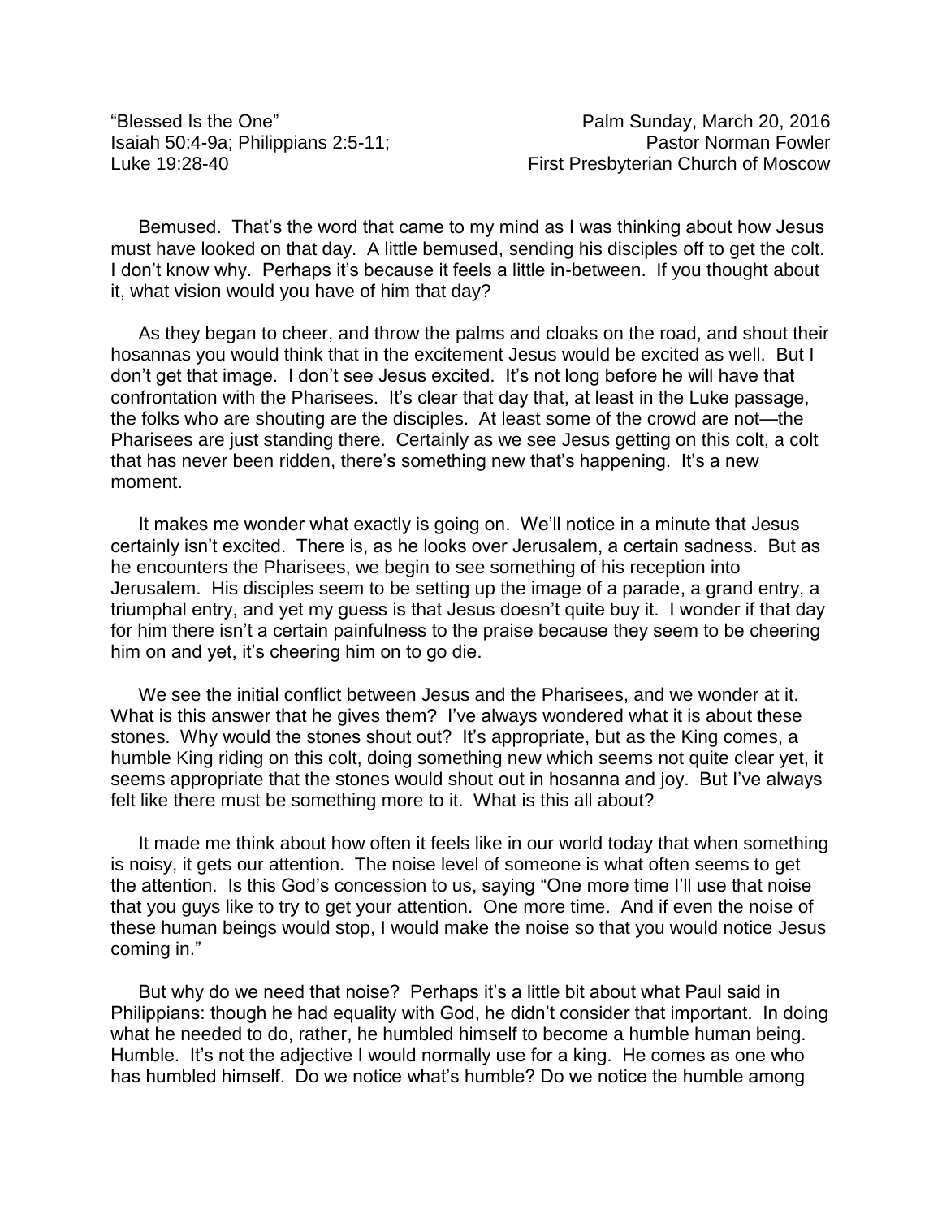“Blessed Is the One”  
Isaiah 50:4-9a; Philippians 2:5-11;  
Luke 19:28-40

Palm Sunday, March 20, 2016  
Pastor Norman Fowler  
First Presbyterian Church of Moscow

Bemused. That’s the word that came to my mind as I was thinking about how Jesus must have looked on that day. A little bemused, sending his disciples off to get the colt. I don’t know why. Perhaps it’s because it feels a little in-between. If you thought about it, what vision would you have of him that day?

As they began to cheer, and throw the palms and cloaks on the road, and shout their hosannas you would think that in the excitement Jesus would be excited as well. But I don’t get that image. I don’t see Jesus excited. It’s not long before he will have that confrontation with the Pharisees. It’s clear that day that, at least in the Luke passage, the folks who are shouting are the disciples. At least some of the crowd are not—the Pharisees are just standing there. Certainly as we see Jesus getting on this colt, a colt that has never been ridden, there’s something new that’s happening. It’s a new moment.

It makes me wonder what exactly is going on. We’ll notice in a minute that Jesus certainly isn’t excited. There is, as he looks over Jerusalem, a certain sadness. But as he encounters the Pharisees, we begin to see something of his reception into Jerusalem. His disciples seem to be setting up the image of a parade, a grand entry, a triumphal entry, and yet my guess is that Jesus doesn’t quite buy it. I wonder if that day for him there isn’t a certain painfulness to the praise because they seem to be cheering him on and yet, it’s cheering him on to go die.

We see the initial conflict between Jesus and the Pharisees, and we wonder at it. What is this answer that he gives them? I’ve always wondered what it is about these stones. Why would the stones shout out? It’s appropriate, but as the King comes, a humble King riding on this colt, doing something new which seems not quite clear yet, it seems appropriate that the stones would shout out in hosanna and joy. But I’ve always felt like there must be something more to it. What is this all about?

It made me think about how often it feels like in our world today that when something is noisy, it gets our attention. The noise level of someone is what often seems to get the attention. Is this God’s concession to us, saying “One more time I’ll use that noise that you guys like to try to get your attention. One more time. And if even the noise of these human beings would stop, I would make the noise so that you would notice Jesus coming in.”

But why do we need that noise? Perhaps it’s a little bit about what Paul said in Philippians: though he had equality with God, he didn’t consider that important. In doing what he needed to do, rather, he humbled himself to become a humble human being. Humble. It’s not the adjective I would normally use for a king. He comes as one who has humbled himself. Do we notice what’s humble? Do we notice the humble among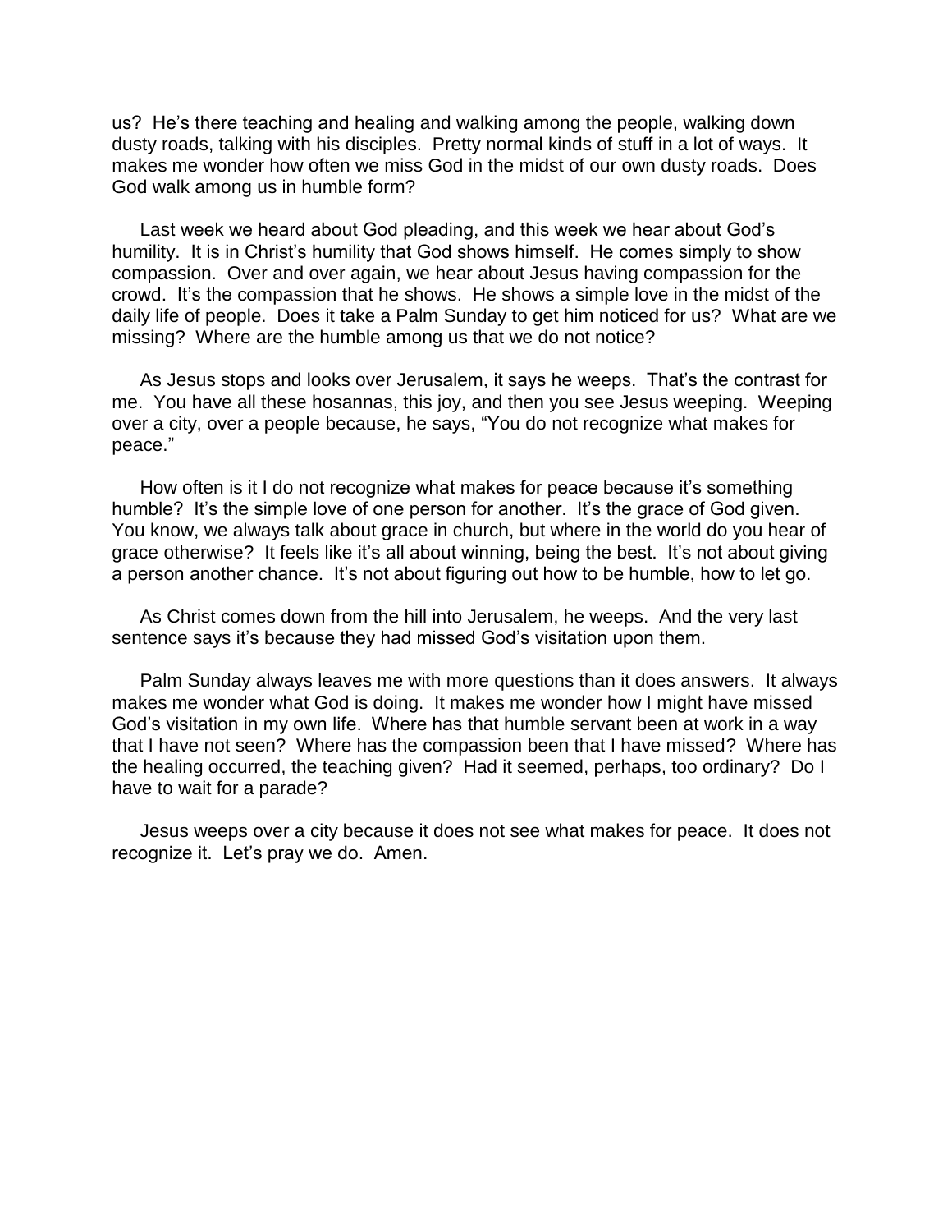us? He's there teaching and healing and walking among the people, walking down dusty roads, talking with his disciples. Pretty normal kinds of stuff in a lot of ways. It makes me wonder how often we miss God in the midst of our own dusty roads. Does God walk among us in humble form?

Last week we heard about God pleading, and this week we hear about God's humility. It is in Christ's humility that God shows himself. He comes simply to show compassion. Over and over again, we hear about Jesus having compassion for the crowd. It's the compassion that he shows. He shows a simple love in the midst of the daily life of people. Does it take a Palm Sunday to get him noticed for us? What are we missing? Where are the humble among us that we do not notice?

As Jesus stops and looks over Jerusalem, it says he weeps. That's the contrast for me. You have all these hosannas, this joy, and then you see Jesus weeping. Weeping over a city, over a people because, he says, "You do not recognize what makes for peace."

How often is it I do not recognize what makes for peace because it's something humble? It's the simple love of one person for another. It's the grace of God given. You know, we always talk about grace in church, but where in the world do you hear of grace otherwise? It feels like it's all about winning, being the best. It's not about giving a person another chance. It's not about figuring out how to be humble, how to let go.

As Christ comes down from the hill into Jerusalem, he weeps. And the very last sentence says it's because they had missed God's visitation upon them.

Palm Sunday always leaves me with more questions than it does answers. It always makes me wonder what God is doing. It makes me wonder how I might have missed God's visitation in my own life. Where has that humble servant been at work in a way that I have not seen? Where has the compassion been that I have missed? Where has the healing occurred, the teaching given? Had it seemed, perhaps, too ordinary? Do I have to wait for a parade?

Jesus weeps over a city because it does not see what makes for peace. It does not recognize it. Let's pray we do. Amen.